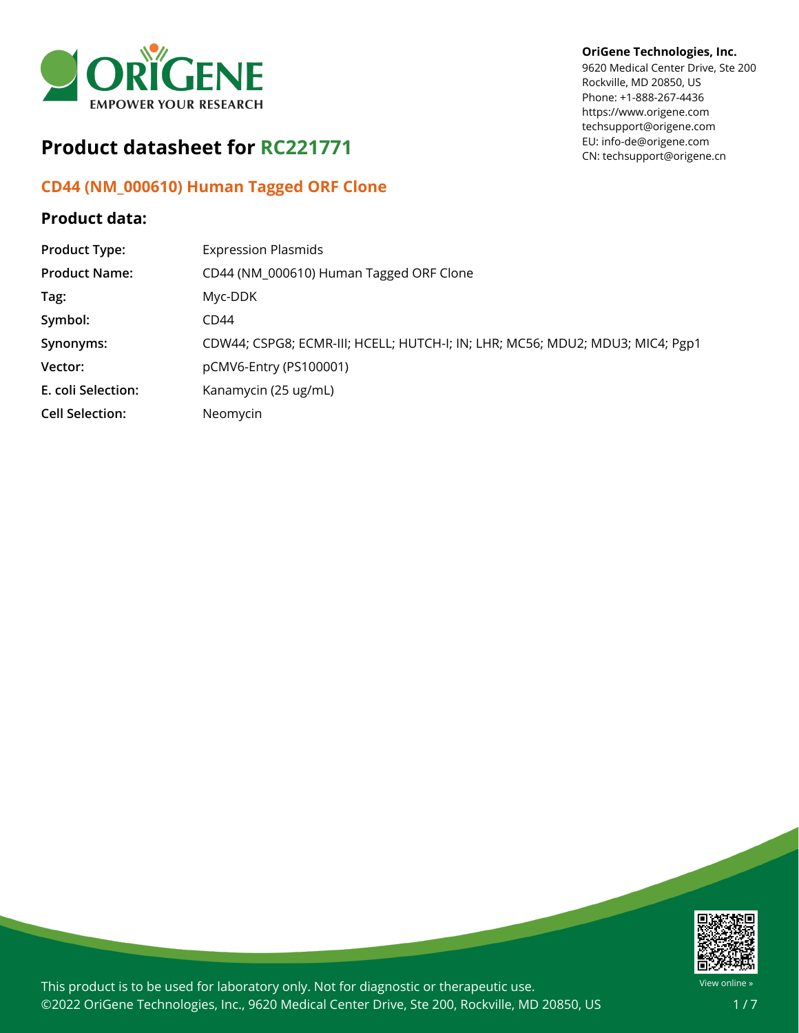OriGene Technologies, Inc.
9620 Medical Center Drive, Ste 200
Rockville, MD 20850, US
Phone: +1-888-267-4436
https://www.origene.com
techsupport@origene.com
EU: info-de@origene.com
CN: techsupport@origene.cn

# Product datasheet for RC221771

## CD44 (NM_000610) Human Tagged ORF Clone

### Product data:

| | |
|---|---|
| **Product Type:** | Expression Plasmids |
| **Product Name:** | CD44 (NM_000610) Human Tagged ORF Clone |
| **Tag:** | Myc-DDK |
| **Symbol:** | CD44 |
| **Synonyms:** | CDW44; CSPG8; ECMR-III; HCELL; HUTCH-I; IN; LHR; MC56; MDU2; MDU3; MIC4; Pgp1 |
| **Vector:** | pCMV6-Entry (PS100001) |
| **E. coli Selection:** | Kanamycin (25 ug/mL) |
| **Cell Selection:** | Neomycin |

This product is to be used for laboratory only. Not for diagnostic or therapeutic use.
©2022 OriGene Technologies, Inc., 9620 Medical Center Drive, Ste 200, Rockville, MD 20850, US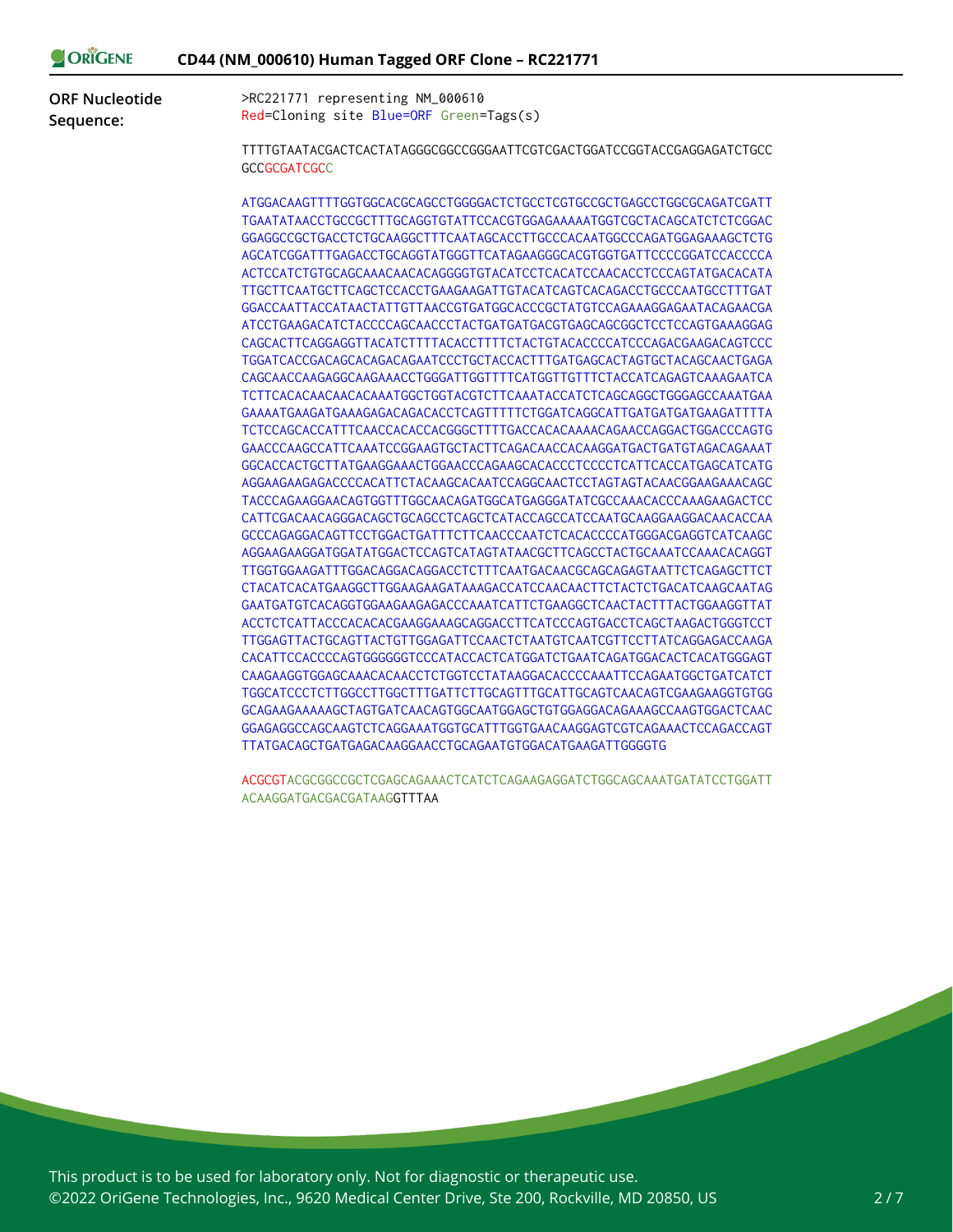**ORF Nucleotide Sequence:**

>RC221771 representing NM_000610
Red=Cloning site Blue=ORF Green=Tags(s)

TTTTGTAATACGACTCACTATAGGGCGGCCGGGAATTCGTCGACTGGATCCGGTACCGAGGAGATCTGCC
GCCGCGATCGCC

ATGGACAAGTTTTGGTGGCACGCAGCCTGGGGACTCTGCCTCGTGCCGCTGAGCCTGGCGCAGATCGATT
TGAATATAACCTGCCGCTTTGCAGGTGTATTCCACGTGGAGAAAAATGGTCGCTACAGCATCTCTCGGAC
GGAGGCCGCTGACCTCTGCAAGGCTTTCAATAGCACCTTGCCCACAATGGCCCAGATGGAGAAAGCTCTG
AGCATCGGATTTGAGACCTGCAGGTATGGGTTCATAGAAGGGCACGTGGTGATTCCCCGGATCCACCCCA
ACTCCATCTGTGCAGCAAACAACACAGGGGTGTACATCCTCACATCCAACACCTCCCAGTATGACACATA
TTGCTTCAATGCTTCAGCTCCACCTGAAGAAGATTGTACATCAGTCACAGACCTGCCCAATGCCTTTGAT
GGACCAATTACCATAACTATTGTTAACCGTGATGGCACCCGCTATGTCCAGAAAGGAGAATACAGAACGA
ATCCTGAAGACATCTACCCCAGCAACCCTACTGATGATGACGTGAGCAGCGGCTCCTCCAGTGAAAGGAG
CAGCACTTCAGGAGGTTACATCTTTTACACCTTTTCTACTGTACACCCCATCCCAGACGAAGACAGTCCC
TGGATCACCGACAGCACAGACAGAATCCCTGCTACCACTTTGATGAGCACTAGTGCTACAGCAACTGAGA
CAGCAACCAAGAGGCAAGAAACCTGGGATTGGTTTTCATGGTTGTTTCTACCATCAGAGTCAAAGAATCA
TCTTCACACAACAACACAAATGGCTGGTACGTCTTCAAATACCATCTCAGCAGGCTGGGAGCCAAATGAA
GAAAATGAAGATGAAAGAGACAGACACCTCAGTTTTTCTGGATCAGGCATTGATGATGATGAAGATTTTA
TCTCCAGCACCATTTCAACCACACCACGGGCTTTTGACCACACAAAACAGAACCAGGACTGGACCCAGTG
GAACCCAAGCCATTCAAATCCGGAAGTGCTACTTCAGACAACCACAAGGATGACTGATGTAGACAGAAAT
GGCACCACTGCTTATGAAGGAAACTGGAACCCAGAAGCACACCCTCCCCTCATTCACCATGAGCATCATG
AGGAAGAAGAGACCCCACATTCTACAAGCACAATCCAGGCAACTCCTAGTAGTACAACGGAAGAAACAGC
TACCCAGAAGGAACAGTGGTTTGGCAACAGATGGCATGAGGGATATCGCCAAACACCCAAAGAAGACTCC
CATTCGACAACAGGGACAGCTGCAGCCTCAGCTCATACCAGCCATCCAATGCAAGGAAGGACAACACCAA
GCCCAGAGGACAGTTCCTGGACTGATTTCTTCAACCCAATCTCACACCCCATGGGACGAGGTCATCAAGC
AGGAAGAAGGATGGATATGGACTCCAGTCATAGTATAACGCTTCAGCCTACTGCAAATCCAAACACAGGT
TTGGTGGAAGATTTGGACAGGACAGGACCTCTTTCAATGACAACGCAGCAGAGTAATTCTCAGAGCTTCT
CTACATCACATGAAGGCTTGGAAGAAGATAAAGACCATCCAACAACTTCTACTCTGACATCAAGCAATAG
GAATGATGTCACAGGTGGAAGAAGAGACCCAAATCATTCTGAAGGCTCAACTACTTTACTGGAAGGTTAT
ACCTCTCATTACCCACACACGAAGGAAAGCAGGACCTTCATCCCAGTGACCTCAGCTAAGACTGGGTCCT
TTGGAGTTACTGCAGTTACTGTTGGAGATTCCAACTCTAATGTCAATCGTTCCTTATCAGGAGACCAAGA
CACATTCCACCCCAGTGGGGGGTCCCATACCACTCATGGATCTGAATCAGATGGACACTCACATGGGAGT
CAAGAAGGTGGAGCAAACACAACCTCTGGTCCTATAAGGACACCCCAAATTCCAGAATGGCTGATCATCT
TGGCATCCCTCTTGGCCTTGGCTTTGATTCTTGCAGTTTGCATTGCAGTCAACAGTCGAAGAAGGTGTGG
GCAGAAGAAAAAGCTAGTGATCAACAGTGGCAATGGAGCTGTGGAGGACAGAAAGCCAAGTGGACTCAAC
GGAGAGGCCAGCAAGTCTCAGGAAATGGTGCATTTGGTGAACAAGGAGTCGTCAGAAACTCCAGACCAGT
TTATGACAGCTGATGAGACAAGGAACCTGCAGAATGTGGACATGAAGATTGGGGTG

ACGCGTACGCGGCCGCTCGAGCAGAAACTCATCTCAGAAGAGGATCTGGCAGCAAATGATATCCTGGATT
ACAAGGATGACGACGATAAGGTTTAA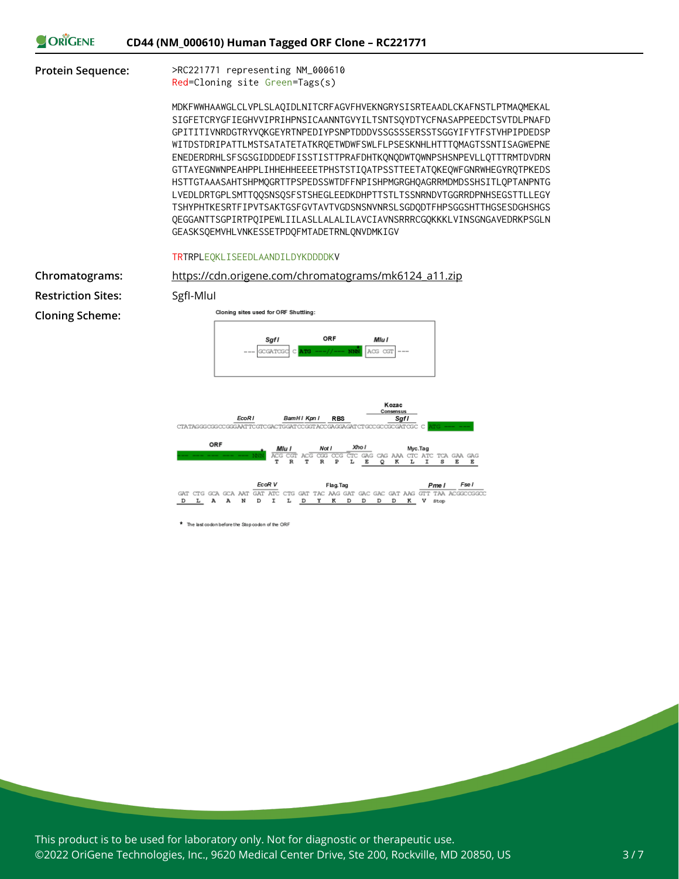**Protein Sequence:**

>RC221771 representing NM_000610
Red=Cloning site Green=Tags(s)

```
MDKFWWHAAWGLCLVPLSLAQIDLNITCRFAGVFHVEKNGRYSISRTEAADLCKAFNSTLPTMAQMEKAL
SIGFETCRYGFIEGHVVIPRIHPNSICAANNTGVYILTSNTSQYDTYCFNASAPPEEDCTSVTDLPNAFD
GPITITIVNRDGTRYVQKGEYRTNPEDIYPSNPTDDDVSSGSSSERSSTSGGYIFYTFSTVHPIPDEDSP
WITDSTDRIPATTLMSTSATATETATKRQETWDWFSWLFLPSESKNHLHTTTQMAGTSSNTISAGWEPNE
ENEDERDRHLSFSGSGIDDDEDFISSTISTTPRAFDHTKQNQDWTQWNPSHSNPEVLLQTTTRMTDVDRN
GTTAYEGNWNPEAHPPLIHHEHHEEEETPHSTSTIQATPSSTTEETATQKEQWFGNRWHEGYRQTPKEDS
HSTTGTAAASAHTSHPMQGRTTPSPEDSSWTDFFNPISHPMGRGHQAGRRMDMDSSHSITLQPTANPNTG
LVEDLDRTGPLSMTTQQSNSQSFSTSHEGLEEDKDHPTTSTLTSSNRNDVTGGRRDPNHSEGSTTLLEGY
TSHYPHTKESRTFIPVTSAKTGSFGVTAVTVGDSNSNVNRSLSGDQDTFHPSGGSHTTHGSESDGHSHGS
QEGGANTTSGPIRTPQIPEWLIILASLLALALILAVCIAVNSRRRCGQKKKLVINSGNGAVEDRKPSGLN
GEASKSQEMVHLVNKESSETPDQFMTADETRNLQNVDMKIGV

TRTRPLEQKLISEEDLAANDILDYKDDDDKV
```

**Chromatograms:** https://cdn.origene.com/chromatograms/mk6124_a11.zip

**Restriction Sites:** SgfI-MluI

**Cloning Scheme:**

Cloning sites used for ORF Shuttling:

--- SgfI GCGATCGC C ATG ---//--- NNN (ORF) MluI ACG CGT ---

Kozac Consensus

EcoR I, BamH I, Kpn I, RBS, Sgf I

CTATAGGGCGGCCGGGAATTCGTCGACTGGATCCGGTACCGAGGAGATCTGCCGCCGCGATCGCC ATG --- ---

ORF --- --- --- --- --- NNN*

Mlu I, Not I, Xho I, Myc.Tag

ACG CGT ACG CGG CCG CTC GAG CAG AAA CTC ATC TCA GAA GAG
T R T R P L E Q K L I S E E

EcoR V, Flag.Tag, Pme I, Fse I

GAT CTG GCA GCA AAT GAT ATC CTG GAT TAC AAG GAT GAC GAC GAT AAG GTT TAA ACGGCCGGCC
D L A A N D I L D Y K D D D D K V Stop

* The last codon before the Stop codon of the ORF

This product is to be used for laboratory only. Not for diagnostic or therapeutic use.
©2022 OriGene Technologies, Inc., 9620 Medical Center Drive, Ste 200, Rockville, MD 20850, US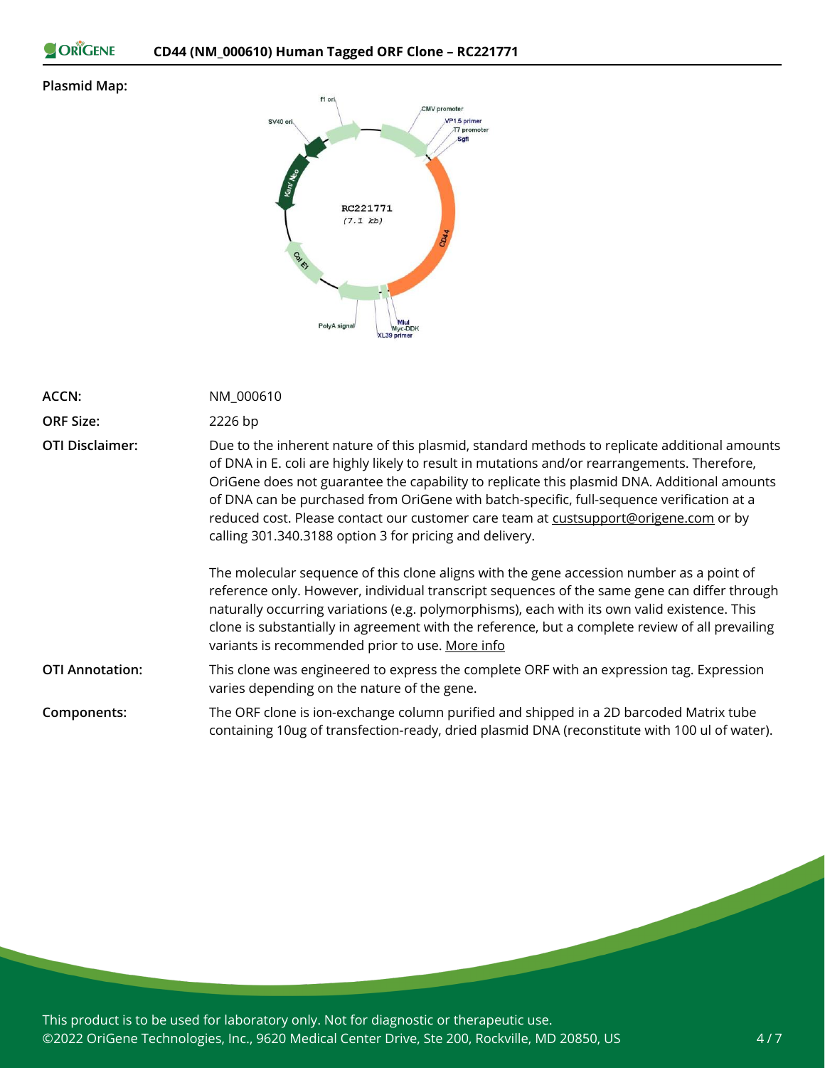**Plasmid Map:**

f1 ori
CMV promoter
VP1.5 primer
T7 promoter
SgfI
SV40 ori
Kan/ Neo
RC221771
(7.1 kb)
CD44
Col E1
PolyA signal
MluI
Myc-DDK
XL39 primer

| | |
|---|---|
| **ACCN:** | NM_000610 |
| **ORF Size:** | 2226 bp |
| **OTI Disclaimer:** | Due to the inherent nature of this plasmid, standard methods to replicate additional amounts of DNA in E. coli are highly likely to result in mutations and/or rearrangements. Therefore, OriGene does not guarantee the capability to replicate this plasmid DNA. Additional amounts of DNA can be purchased from OriGene with batch-specific, full-sequence verification at a reduced cost. Please contact our customer care team at custsupport@origene.com or by calling 301.340.3188 option 3 for pricing and delivery.<br><br>The molecular sequence of this clone aligns with the gene accession number as a point of reference only. However, individual transcript sequences of the same gene can differ through naturally occurring variations (e.g. polymorphisms), each with its own valid existence. This clone is substantially in agreement with the reference, but a complete review of all prevailing variants is recommended prior to use. More info |
| **OTI Annotation:** | This clone was engineered to express the complete ORF with an expression tag. Expression varies depending on the nature of the gene. |
| **Components:** | The ORF clone is ion-exchange column purified and shipped in a 2D barcoded Matrix tube containing 10ug of transfection-ready, dried plasmid DNA (reconstitute with 100 ul of water). |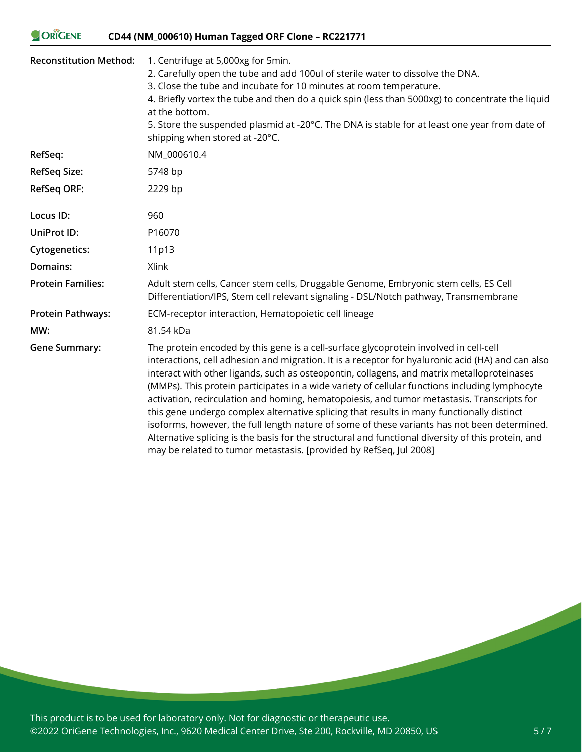| | |
|---|---|
| **Reconstitution Method:** | 1. Centrifuge at 5,000xg for 5min.<br>2. Carefully open the tube and add 100ul of sterile water to dissolve the DNA.<br>3. Close the tube and incubate for 10 minutes at room temperature.<br>4. Briefly vortex the tube and then do a quick spin (less than 5000xg) to concentrate the liquid at the bottom.<br>5. Store the suspended plasmid at -20°C. The DNA is stable for at least one year from date of shipping when stored at -20°C. |
| **RefSeq:** | NM_000610.4 |
| **RefSeq Size:** | 5748 bp |
| **RefSeq ORF:** | 2229 bp |
| **Locus ID:** | 960 |
| **UniProt ID:** | P16070 |
| **Cytogenetics:** | 11p13 |
| **Domains:** | Xlink |
| **Protein Families:** | Adult stem cells, Cancer stem cells, Druggable Genome, Embryonic stem cells, ES Cell Differentiation/IPS, Stem cell relevant signaling - DSL/Notch pathway, Transmembrane |
| **Protein Pathways:** | ECM-receptor interaction, Hematopoietic cell lineage |
| **MW:** | 81.54 kDa |
| **Gene Summary:** | The protein encoded by this gene is a cell-surface glycoprotein involved in cell-cell interactions, cell adhesion and migration. It is a receptor for hyaluronic acid (HA) and can also interact with other ligands, such as osteopontin, collagens, and matrix metalloproteinases (MMPs). This protein participates in a wide variety of cellular functions including lymphocyte activation, recirculation and homing, hematopoiesis, and tumor metastasis. Transcripts for this gene undergo complex alternative splicing that results in many functionally distinct isoforms, however, the full length nature of some of these variants has not been determined. Alternative splicing is the basis for the structural and functional diversity of this protein, and may be related to tumor metastasis. [provided by RefSeq, Jul 2008] |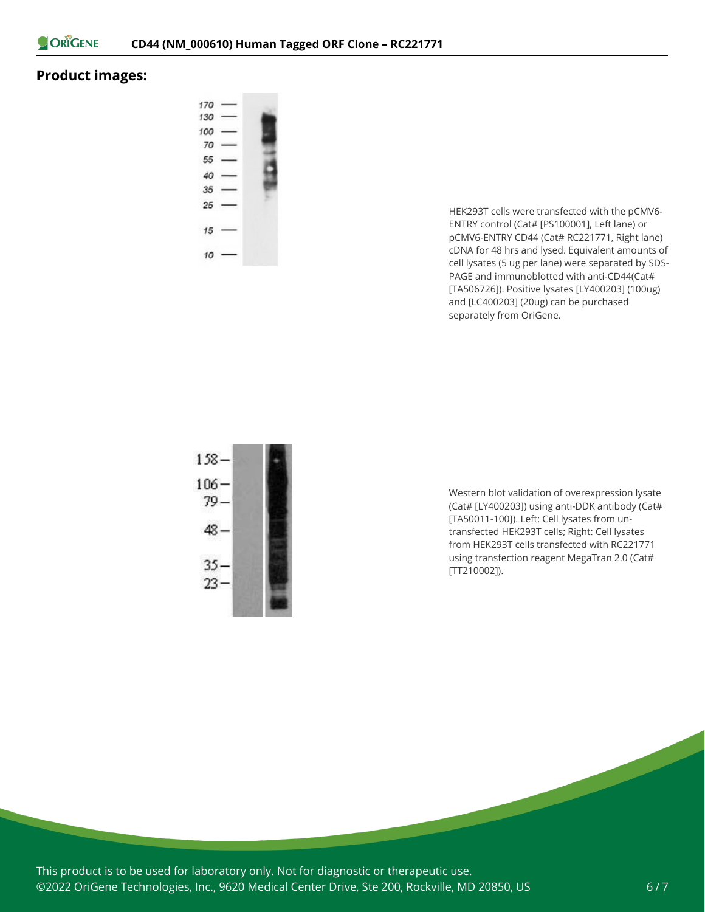## Product images:

170
130
100
70
55
40
35
25
15
10

HEK293T cells were transfected with the pCMV6-ENTRY control (Cat# [PS100001], Left lane) or pCMV6-ENTRY CD44 (Cat# RC221771, Right lane) cDNA for 48 hrs and lysed. Equivalent amounts of cell lysates (5 ug per lane) were separated by SDS-PAGE and immunoblotted with anti-CD44(Cat# [TA506726]). Positive lysates [LY400203] (100ug) and [LC400203] (20ug) can be purchased separately from OriGene.

158
106
79
48
35
23

Western blot validation of overexpression lysate (Cat# [LY400203]) using anti-DDK antibody (Cat# [TA50011-100]). Left: Cell lysates from un-transfected HEK293T cells; Right: Cell lysates from HEK293T cells transfected with RC221771 using transfection reagent MegaTran 2.0 (Cat# [TT210002]).

This product is to be used for laboratory only. Not for diagnostic or therapeutic use.
©2022 OriGene Technologies, Inc., 9620 Medical Center Drive, Ste 200, Rockville, MD 20850, US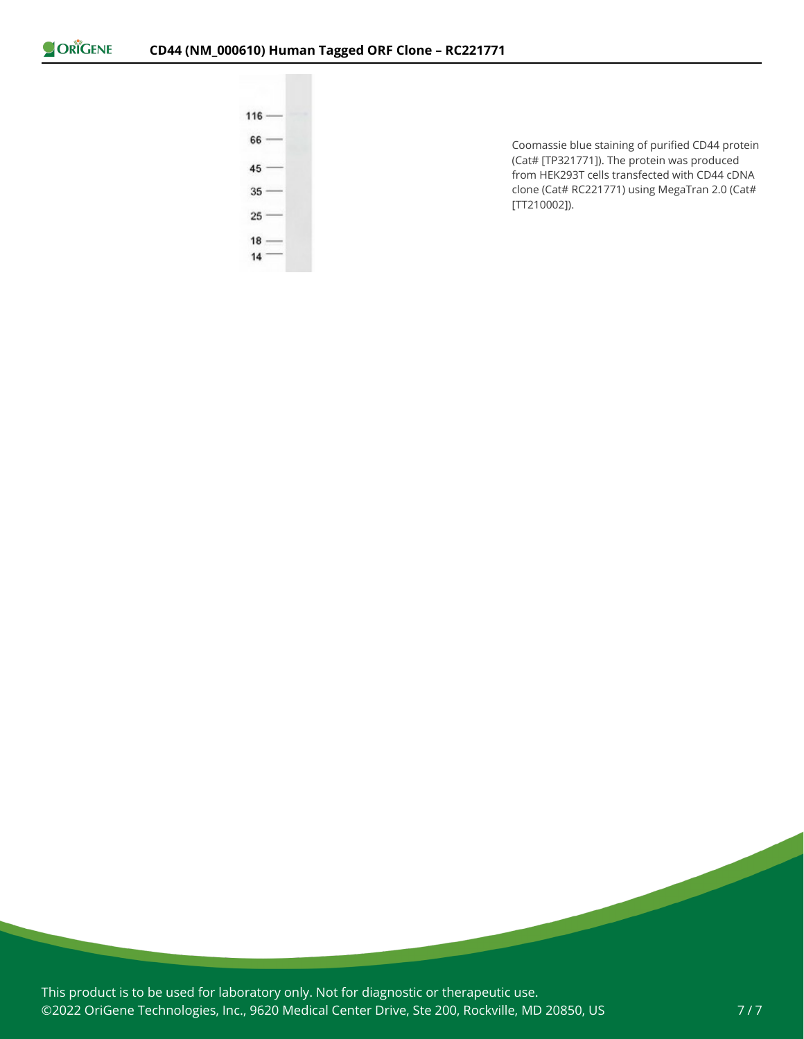116
66
45
35
25
18
14

Coomassie blue staining of purified CD44 protein (Cat# [TP321771]). The protein was produced from HEK293T cells transfected with CD44 cDNA clone (Cat# RC221771) using MegaTran 2.0 (Cat# [TT210002]).

This product is to be used for laboratory only. Not for diagnostic or therapeutic use.
©2022 OriGene Technologies, Inc., 9620 Medical Center Drive, Ste 200, Rockville, MD 20850, US